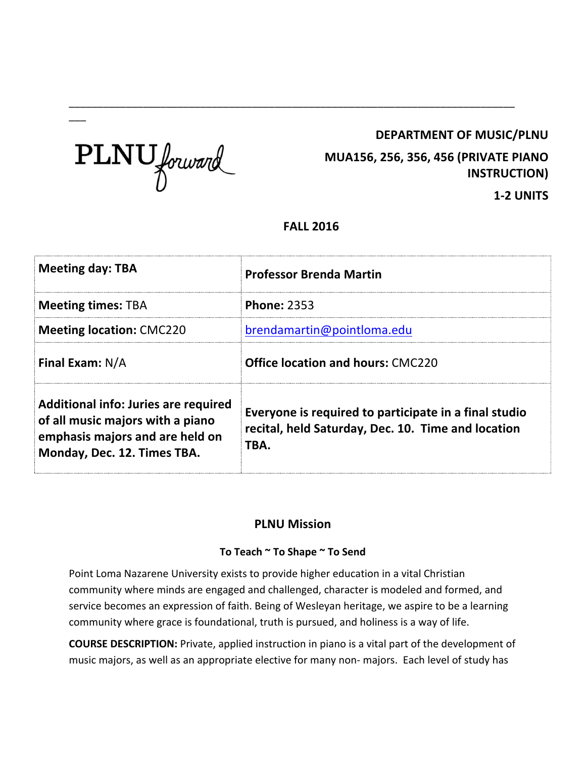PLNU forward

**DEPARTMENT OF MUSIC/PLNU**

**MUA156, 256, 356, 456 (PRIVATE PIANO INSTRUCTION)**

**1-2 UNITS**

**FALL 2016**

| **Meeting day: TBA** | **Professor Brenda Martin** |
|---|---|
| **Meeting times:** TBA | **Phone:** 2353 |
| **Meeting location:** CMC220 | brendamartin@pointloma.edu |
| **Final Exam:** N/A | **Office location and hours:** CMC220 |
| **Additional info: Juries are required of all music majors with a piano emphasis majors and are held on Monday, Dec. 12. Times TBA.** | **Everyone is required to participate in a final studio recital, held Saturday, Dec. 10. Time and location TBA.** |

## PLNU Mission

### To Teach ~ To Shape ~ To Send

Point Loma Nazarene University exists to provide higher education in a vital Christian community where minds are engaged and challenged, character is modeled and formed, and service becomes an expression of faith. Being of Wesleyan heritage, we aspire to be a learning community where grace is foundational, truth is pursued, and holiness is a way of life.

**COURSE DESCRIPTION:** Private, applied instruction in piano is a vital part of the development of music majors, as well as an appropriate elective for many non- majors. Each level of study has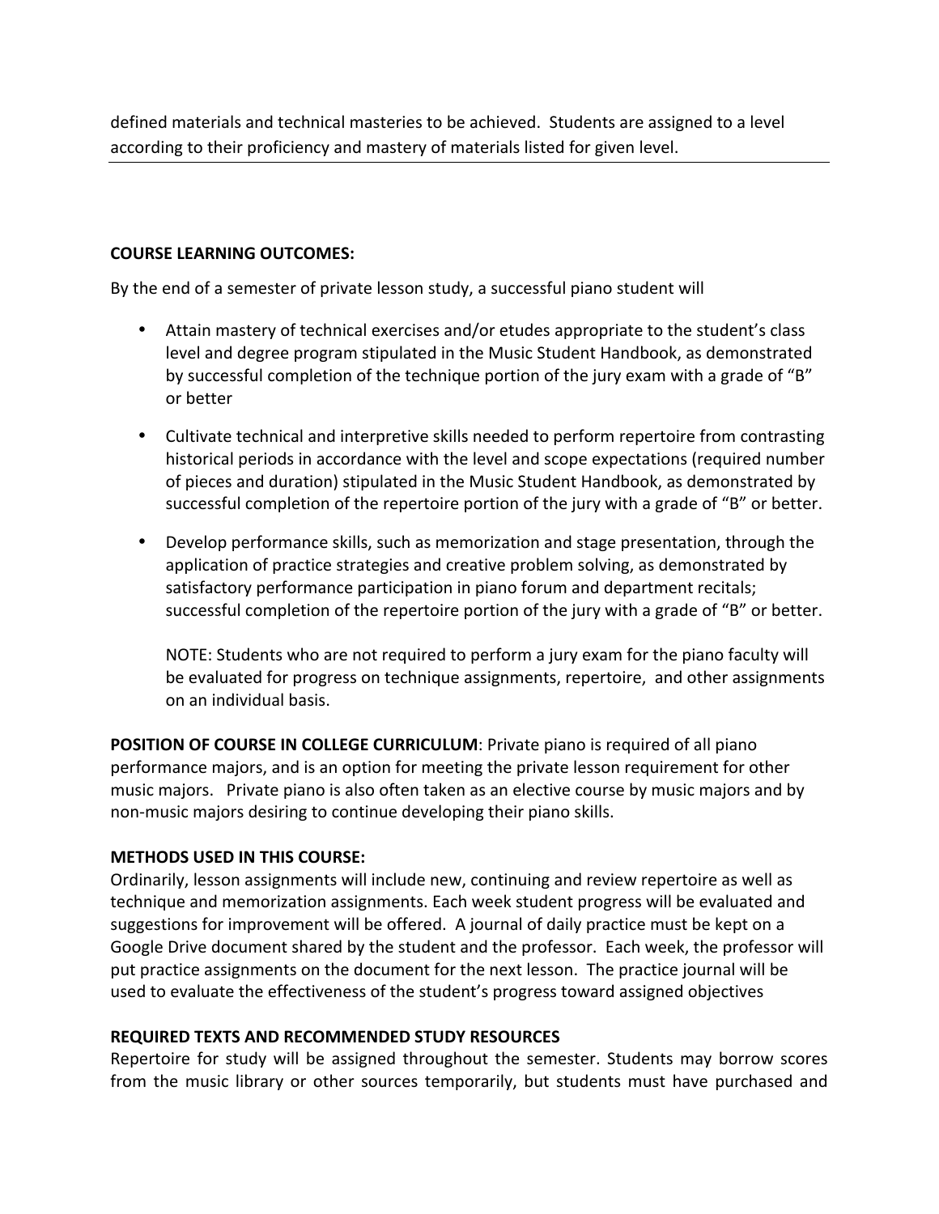defined materials and technical masteries to be achieved. Students are assigned to a level according to their proficiency and mastery of materials listed for given level.

---

**COURSE LEARNING OUTCOMES:**

By the end of a semester of private lesson study, a successful piano student will

- Attain mastery of technical exercises and/or etudes appropriate to the student's class level and degree program stipulated in the Music Student Handbook, as demonstrated by successful completion of the technique portion of the jury exam with a grade of "B" or better

- Cultivate technical and interpretive skills needed to perform repertoire from contrasting historical periods in accordance with the level and scope expectations (required number of pieces and duration) stipulated in the Music Student Handbook, as demonstrated by successful completion of the repertoire portion of the jury with a grade of "B" or better.

- Develop performance skills, such as memorization and stage presentation, through the application of practice strategies and creative problem solving, as demonstrated by satisfactory performance participation in piano forum and department recitals; successful completion of the repertoire portion of the jury with a grade of "B" or better.

  NOTE: Students who are not required to perform a jury exam for the piano faculty will be evaluated for progress on technique assignments, repertoire, and other assignments on an individual basis.

**POSITION OF COURSE IN COLLEGE CURRICULUM**: Private piano is required of all piano performance majors, and is an option for meeting the private lesson requirement for other music majors. Private piano is also often taken as an elective course by music majors and by non-music majors desiring to continue developing their piano skills.

**METHODS USED IN THIS COURSE:**

Ordinarily, lesson assignments will include new, continuing and review repertoire as well as technique and memorization assignments. Each week student progress will be evaluated and suggestions for improvement will be offered. A journal of daily practice must be kept on a Google Drive document shared by the student and the professor. Each week, the professor will put practice assignments on the document for the next lesson. The practice journal will be used to evaluate the effectiveness of the student's progress toward assigned objectives

**REQUIRED TEXTS AND RECOMMENDED STUDY RESOURCES**

Repertoire for study will be assigned throughout the semester. Students may borrow scores from the music library or other sources temporarily, but students must have purchased and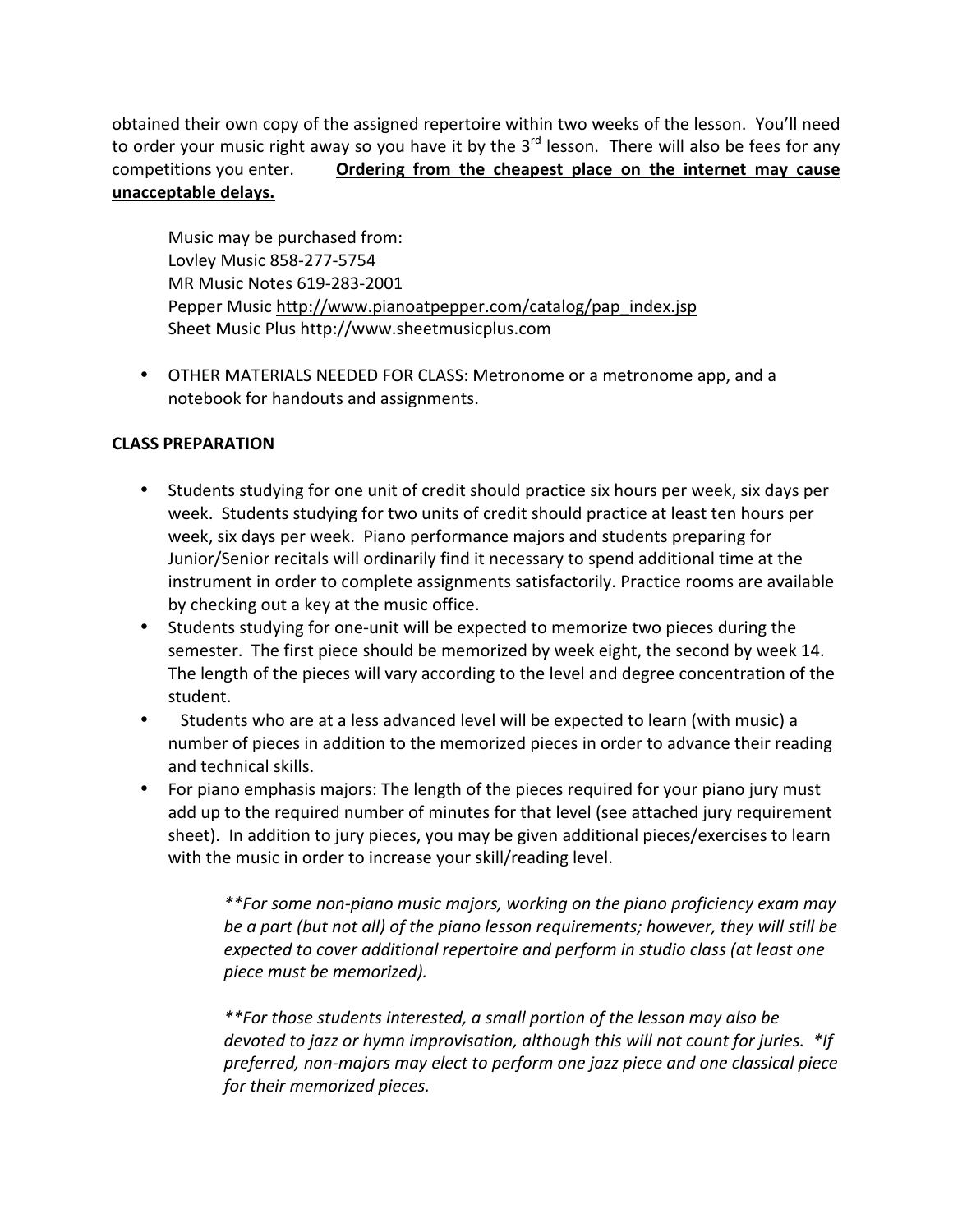obtained their own copy of the assigned repertoire within two weeks of the lesson. You'll need to order your music right away so you have it by the 3rd lesson. There will also be fees for any competitions you enter. **Ordering from the cheapest place on the internet may cause unacceptable delays.**

Music may be purchased from:
Lovley Music 858-277-5754
MR Music Notes 619-283-2001
Pepper Music http://www.pianoatpepper.com/catalog/pap_index.jsp
Sheet Music Plus http://www.sheetmusicplus.com

- OTHER MATERIALS NEEDED FOR CLASS: Metronome or a metronome app, and a notebook for handouts and assignments.

**CLASS PREPARATION**

- Students studying for one unit of credit should practice six hours per week, six days per week. Students studying for two units of credit should practice at least ten hours per week, six days per week. Piano performance majors and students preparing for Junior/Senior recitals will ordinarily find it necessary to spend additional time at the instrument in order to complete assignments satisfactorily. Practice rooms are available by checking out a key at the music office.
- Students studying for one-unit will be expected to memorize two pieces during the semester. The first piece should be memorized by week eight, the second by week 14. The length of the pieces will vary according to the level and degree concentration of the student.
- Students who are at a less advanced level will be expected to learn (with music) a number of pieces in addition to the memorized pieces in order to advance their reading and technical skills.
- For piano emphasis majors: The length of the pieces required for your piano jury must add up to the required number of minutes for that level (see attached jury requirement sheet). In addition to jury pieces, you may be given additional pieces/exercises to learn with the music in order to increase your skill/reading level.

> *\*\*For some non-piano music majors, working on the piano proficiency exam may be a part (but not all) of the piano lesson requirements; however, they will still be expected to cover additional repertoire and perform in studio class (at least one piece must be memorized).*
>
> *\*\*For those students interested, a small portion of the lesson may also be devoted to jazz or hymn improvisation, although this will not count for juries. \*If preferred, non-majors may elect to perform one jazz piece and one classical piece for their memorized pieces.*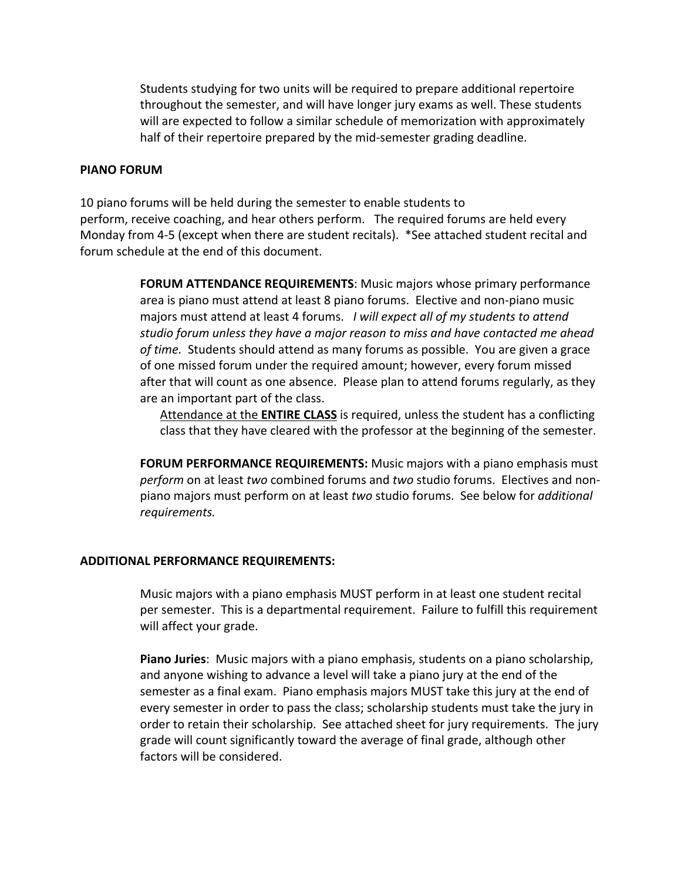Students studying for two units will be required to prepare additional repertoire throughout the semester, and will have longer jury exams as well. These students will are expected to follow a similar schedule of memorization with approximately half of their repertoire prepared by the mid-semester grading deadline.

**PIANO FORUM**

10 piano forums will be held during the semester to enable students to perform, receive coaching, and hear others perform. The required forums are held every Monday from 4-5 (except when there are student recitals). *See attached student recital and forum schedule at the end of this document.

**FORUM ATTENDANCE REQUIREMENTS**: Music majors whose primary performance area is piano must attend at least 8 piano forums. Elective and non-piano music majors must attend at least 4 forums. *I will expect all of my students to attend studio forum unless they have a major reason to miss and have contacted me ahead of time.* Students should attend as many forums as possible. You are given a grace of one missed forum under the required amount; however, every forum missed after that will count as one absence. Please plan to attend forums regularly, as they are an important part of the class.

<u>Attendance at the **ENTIRE CLASS**</u> is required, unless the student has a conflicting class that they have cleared with the professor at the beginning of the semester.

**FORUM PERFORMANCE REQUIREMENTS:** Music majors with a piano emphasis must *perform* on at least *two* combined forums and *two* studio forums. Electives and non-piano majors must perform on at least *two* studio forums. See below for *additional requirements.*

**ADDITIONAL PERFORMANCE REQUIREMENTS:**

Music majors with a piano emphasis MUST perform in at least one student recital per semester. This is a departmental requirement. Failure to fulfill this requirement will affect your grade.

**Piano Juries**: Music majors with a piano emphasis, students on a piano scholarship, and anyone wishing to advance a level will take a piano jury at the end of the semester as a final exam. Piano emphasis majors MUST take this jury at the end of every semester in order to pass the class; scholarship students must take the jury in order to retain their scholarship. See attached sheet for jury requirements. The jury grade will count significantly toward the average of final grade, although other factors will be considered.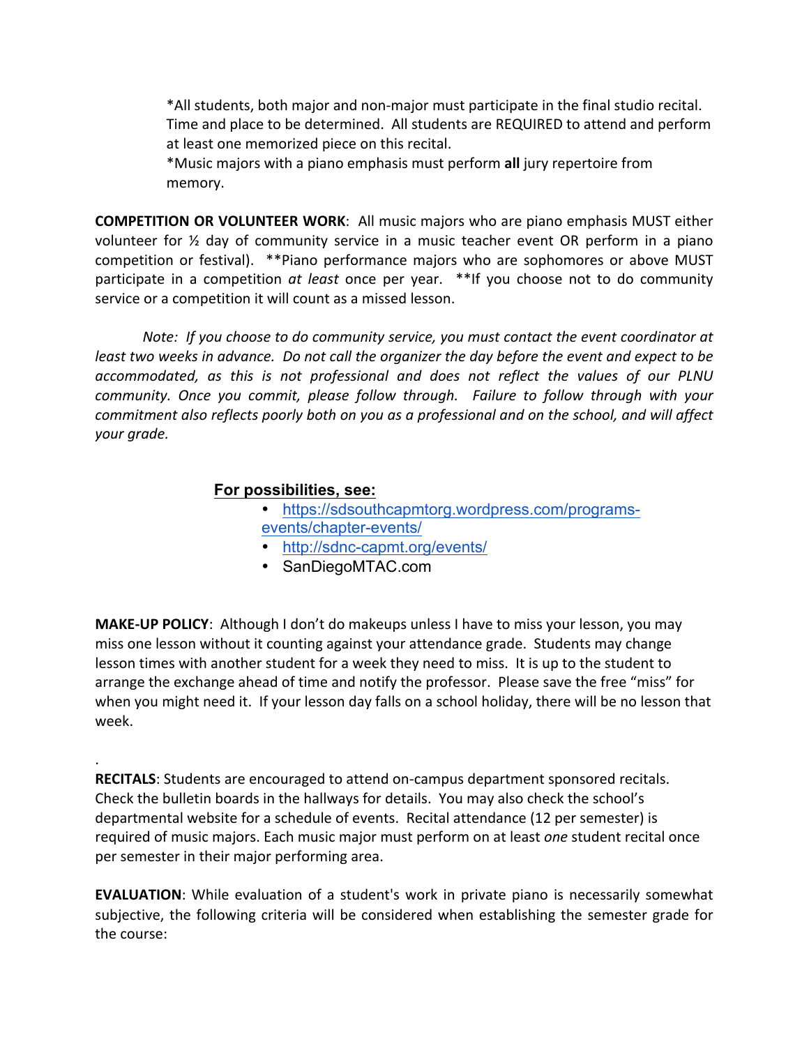*All students, both major and non-major must participate in the final studio recital. Time and place to be determined. All students are REQUIRED to attend and perform at least one memorized piece on this recital.

*Music majors with a piano emphasis must perform **all** jury repertoire from memory.

**COMPETITION OR VOLUNTEER WORK**: All music majors who are piano emphasis MUST either volunteer for ½ day of community service in a music teacher event OR perform in a piano competition or festival). **Piano performance majors who are sophomores or above MUST participate in a competition *at least* once per year. **If you choose not to do community service or a competition it will count as a missed lesson.

*Note: If you choose to do community service, you must contact the event coordinator at least two weeks in advance. Do not call the organizer the day before the event and expect to be accommodated, as this is not professional and does not reflect the values of our PLNU community. Once you commit, please follow through. Failure to follow through with your commitment also reflects poorly both on you as a professional and on the school, and will affect your grade.*

**For possibilities, see:**

- https://sdsouthcapmtorg.wordpress.com/programs-events/chapter-events/
- http://sdnc-capmt.org/events/
- SanDiegoMTAC.com

**MAKE-UP POLICY**: Although I don't do makeups unless I have to miss your lesson, you may miss one lesson without it counting against your attendance grade. Students may change lesson times with another student for a week they need to miss. It is up to the student to arrange the exchange ahead of time and notify the professor. Please save the free "miss" for when you might need it. If your lesson day falls on a school holiday, there will be no lesson that week.

.

**RECITALS**: Students are encouraged to attend on-campus department sponsored recitals. Check the bulletin boards in the hallways for details. You may also check the school's departmental website for a schedule of events. Recital attendance (12 per semester) is required of music majors. Each music major must perform on at least *one* student recital once per semester in their major performing area.

**EVALUATION**: While evaluation of a student's work in private piano is necessarily somewhat subjective, the following criteria will be considered when establishing the semester grade for the course: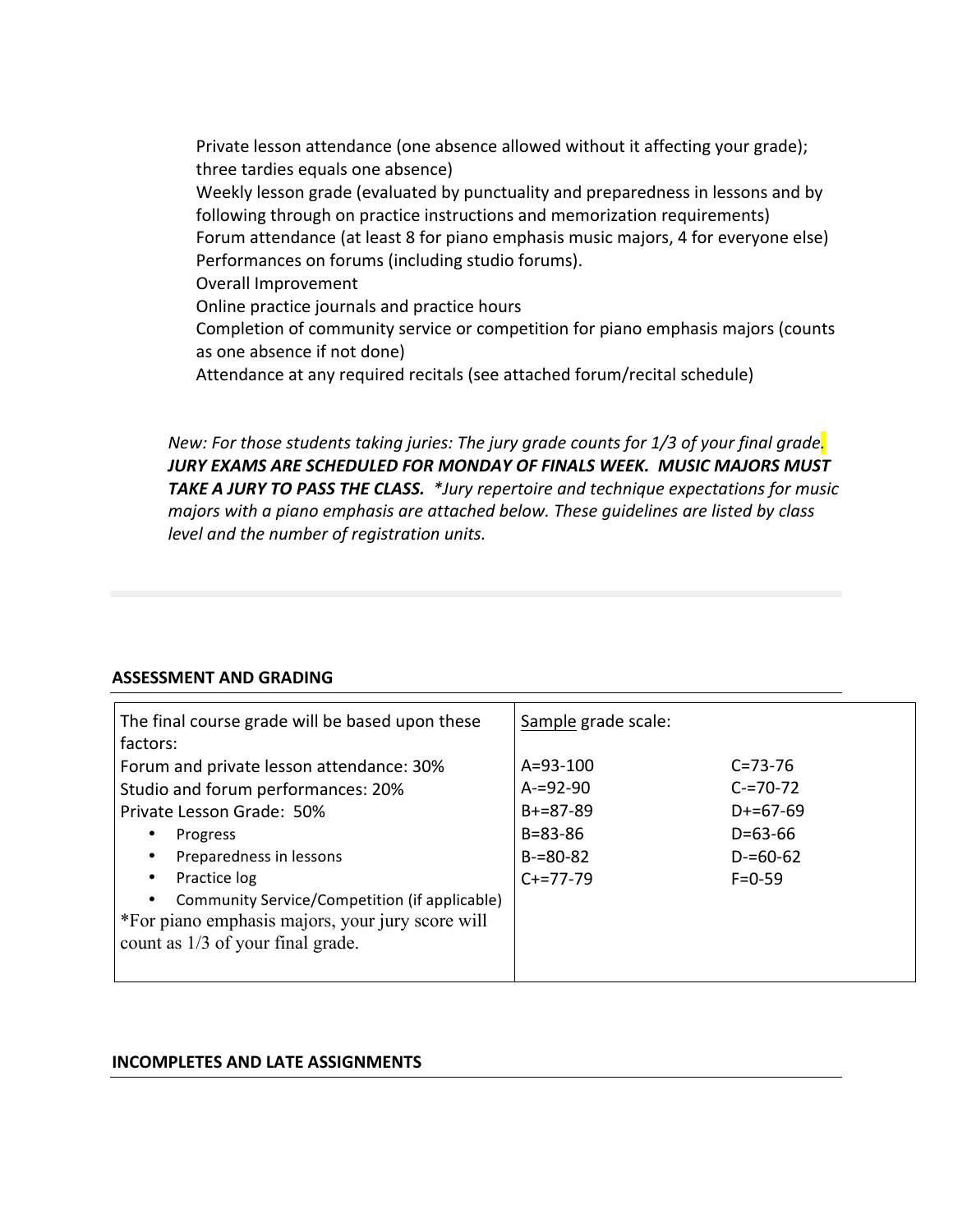Private lesson attendance (one absence allowed without it affecting your grade); three tardies equals one absence)
Weekly lesson grade (evaluated by punctuality and preparedness in lessons and by following through on practice instructions and memorization requirements)
Forum attendance (at least 8 for piano emphasis music majors, 4 for everyone else)
Performances on forums (including studio forums).
Overall Improvement
Online practice journals and practice hours
Completion of community service or competition for piano emphasis majors (counts as one absence if not done)
Attendance at any required recitals (see attached forum/recital schedule)

*New: For those students taking juries: The jury grade counts for 1/3 of your final grade.* ***JURY EXAMS ARE SCHEDULED FOR MONDAY OF FINALS WEEK. MUSIC MAJORS MUST TAKE A JURY TO PASS THE CLASS.*** *\*Jury repertoire and technique expectations for music majors with a piano emphasis are attached below. These guidelines are listed by class level and the number of registration units.*

---

## ASSESSMENT AND GRADING

| The final course grade will be based upon these factors: | Sample grade scale: | |
|---|---|---|
| Forum and private lesson attendance: 30% | A=93-100 | C=73-76 |
| Studio and forum performances: 20% | A-=92-90 | C-=70-72 |
| Private Lesson Grade: 50% | B+=87-89 | D+=67-69 |
| • Progress | B=83-86 | D=63-66 |
| • Preparedness in lessons | B-=80-82 | D-=60-62 |
| • Practice log | C+=77-79 | F=0-59 |
| • Community Service/Competition (if applicable) | | |
| *For piano emphasis majors, your jury score will count as 1/3 of your final grade. | | |

## INCOMPLETES AND LATE ASSIGNMENTS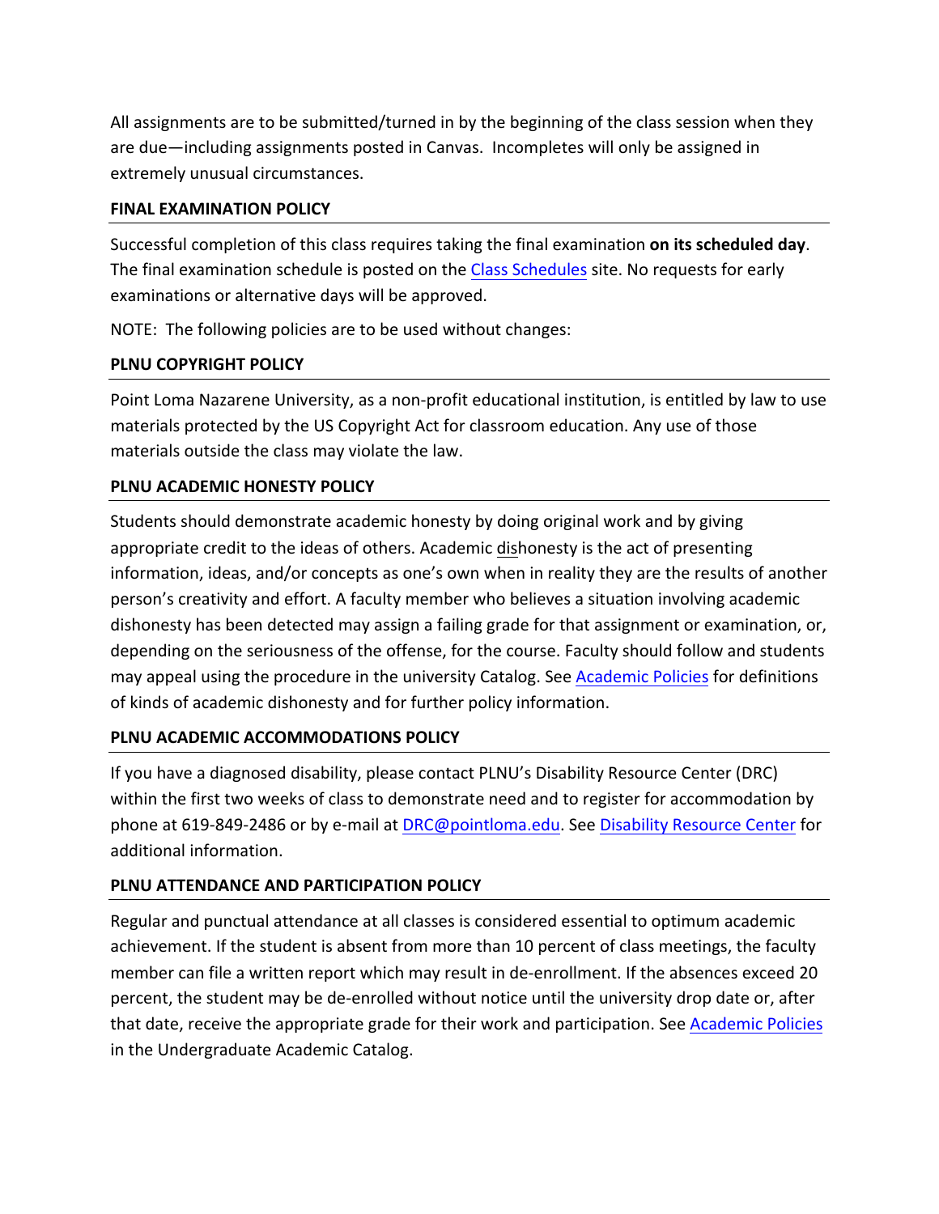All assignments are to be submitted/turned in by the beginning of the class session when they are due—including assignments posted in Canvas. Incompletes will only be assigned in extremely unusual circumstances.

**FINAL EXAMINATION POLICY**

Successful completion of this class requires taking the final examination **on its scheduled day**. The final examination schedule is posted on the Class Schedules site. No requests for early examinations or alternative days will be approved.

NOTE: The following policies are to be used without changes:

**PLNU COPYRIGHT POLICY**

Point Loma Nazarene University, as a non-profit educational institution, is entitled by law to use materials protected by the US Copyright Act for classroom education. Any use of those materials outside the class may violate the law.

**PLNU ACADEMIC HONESTY POLICY**

Students should demonstrate academic honesty by doing original work and by giving appropriate credit to the ideas of others. Academic dishonesty is the act of presenting information, ideas, and/or concepts as one's own when in reality they are the results of another person's creativity and effort. A faculty member who believes a situation involving academic dishonesty has been detected may assign a failing grade for that assignment or examination, or, depending on the seriousness of the offense, for the course. Faculty should follow and students may appeal using the procedure in the university Catalog. See Academic Policies for definitions of kinds of academic dishonesty and for further policy information.

**PLNU ACADEMIC ACCOMMODATIONS POLICY**

If you have a diagnosed disability, please contact PLNU's Disability Resource Center (DRC) within the first two weeks of class to demonstrate need and to register for accommodation by phone at 619-849-2486 or by e-mail at DRC@pointloma.edu. See Disability Resource Center for additional information.

**PLNU ATTENDANCE AND PARTICIPATION POLICY**

Regular and punctual attendance at all classes is considered essential to optimum academic achievement. If the student is absent from more than 10 percent of class meetings, the faculty member can file a written report which may result in de-enrollment. If the absences exceed 20 percent, the student may be de-enrolled without notice until the university drop date or, after that date, receive the appropriate grade for their work and participation. See Academic Policies in the Undergraduate Academic Catalog.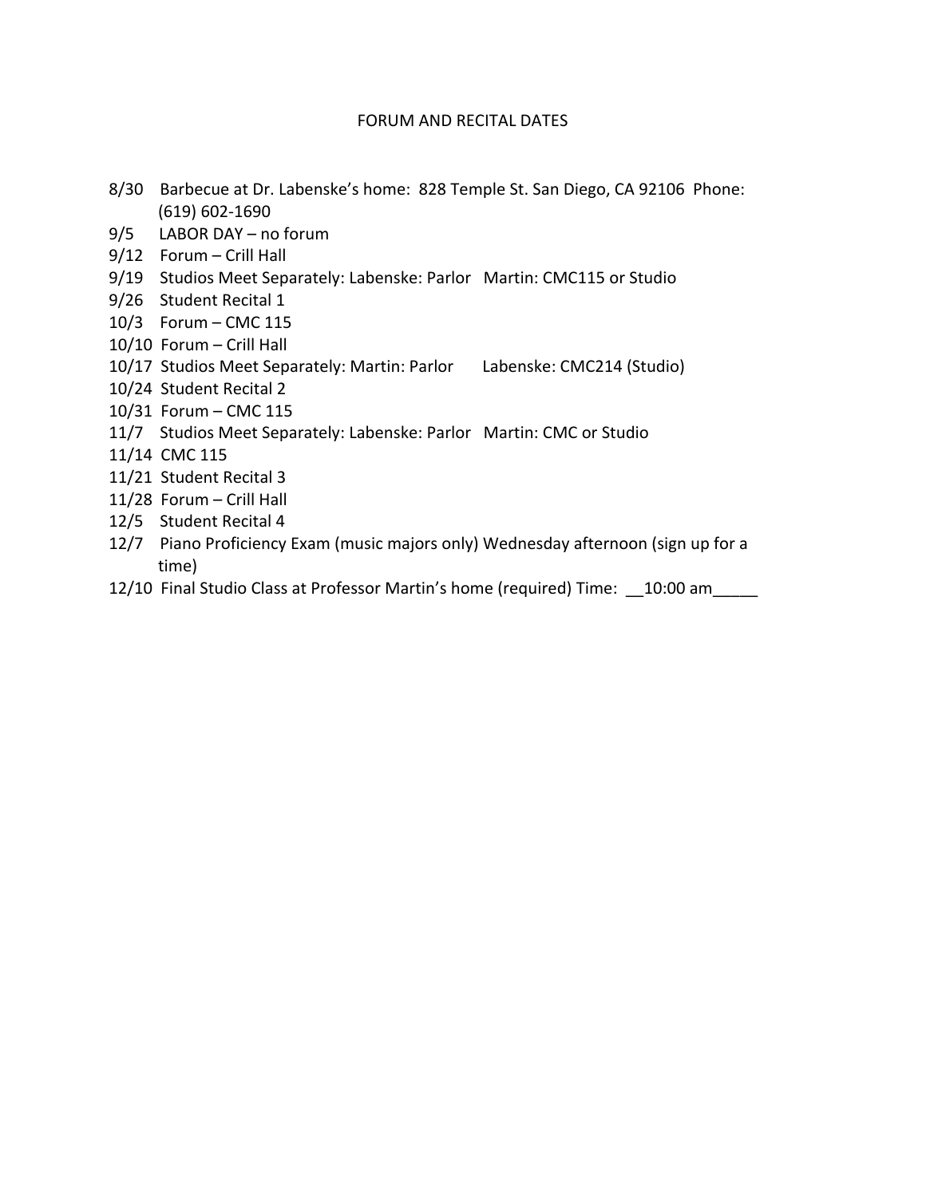## FORUM AND RECITAL DATES

8/30 Barbecue at Dr. Labenske's home: 828 Temple St. San Diego, CA 92106 Phone: (619) 602-1690
9/5 LABOR DAY – no forum
9/12 Forum – Crill Hall
9/19 Studios Meet Separately: Labenske: Parlor Martin: CMC115 or Studio
9/26 Student Recital 1
10/3 Forum – CMC 115
10/10 Forum – Crill Hall
10/17 Studios Meet Separately: Martin: Parlor Labenske: CMC214 (Studio)
10/24 Student Recital 2
10/31 Forum – CMC 115
11/7 Studios Meet Separately: Labenske: Parlor Martin: CMC or Studio
11/14 CMC 115
11/21 Student Recital 3
11/28 Forum – Crill Hall
12/5 Student Recital 4
12/7 Piano Proficiency Exam (music majors only) Wednesday afternoon (sign up for a time)
12/10 Final Studio Class at Professor Martin's home (required) Time: __10:00 am_____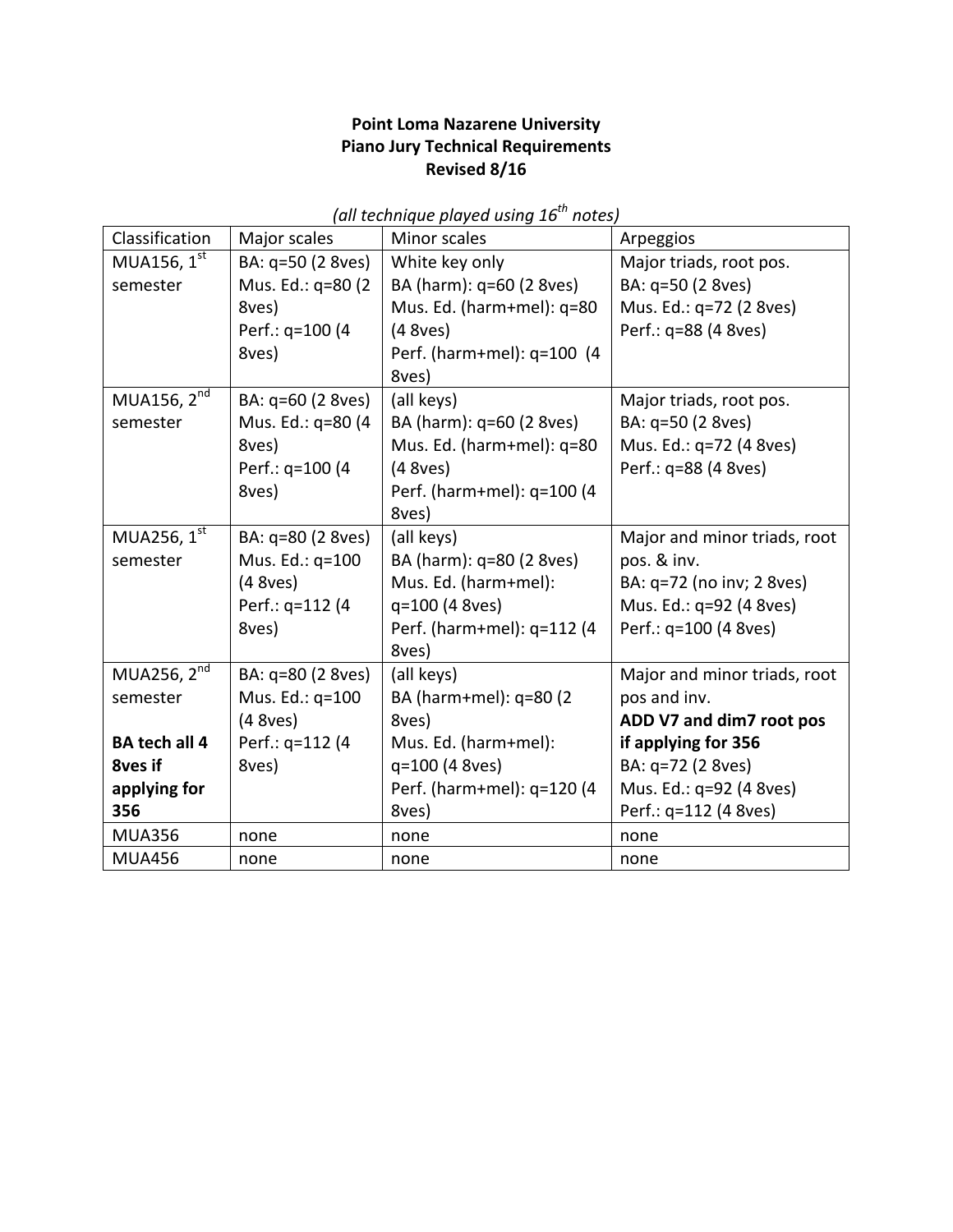**Point Loma Nazarene University**
**Piano Jury Technical Requirements**
**Revised 8/16**

*(all technique played using 16th notes)*

| Classification | Major scales | Minor scales | Arpeggios |
|---|---|---|---|
| MUA156, 1st semester | BA: q=50 (2 8ves)<br>Mus. Ed.: q=80 (2 8ves)<br>Perf.: q=100 (4 8ves) | White key only<br>BA (harm): q=60 (2 8ves)<br>Mus. Ed. (harm+mel): q=80 (4 8ves)<br>Perf. (harm+mel): q=100 (4 8ves) | Major triads, root pos.<br>BA: q=50 (2 8ves)<br>Mus. Ed.: q=72 (2 8ves)<br>Perf.: q=88 (4 8ves) |
| MUA156, 2nd semester | BA: q=60 (2 8ves)<br>Mus. Ed.: q=80 (4 8ves)<br>Perf.: q=100 (4 8ves) | (all keys)<br>BA (harm): q=60 (2 8ves)<br>Mus. Ed. (harm+mel): q=80 (4 8ves)<br>Perf. (harm+mel): q=100 (4 8ves) | Major triads, root pos.<br>BA: q=50 (2 8ves)<br>Mus. Ed.: q=72 (4 8ves)<br>Perf.: q=88 (4 8ves) |
| MUA256, 1st semester | BA: q=80 (2 8ves)<br>Mus. Ed.: q=100 (4 8ves)<br>Perf.: q=112 (4 8ves) | (all keys)<br>BA (harm): q=80 (2 8ves)<br>Mus. Ed. (harm+mel): q=100 (4 8ves)<br>Perf. (harm+mel): q=112 (4 8ves) | Major and minor triads, root pos. & inv.<br>BA: q=72 (no inv; 2 8ves)<br>Mus. Ed.: q=92 (4 8ves)<br>Perf.: q=100 (4 8ves) |
| MUA256, 2nd semester<br><br>**BA tech all 4 8ves if applying for 356** | BA: q=80 (2 8ves)<br>Mus. Ed.: q=100 (4 8ves)<br>Perf.: q=112 (4 8ves) | (all keys)<br>BA (harm+mel): q=80 (2 8ves)<br>Mus. Ed. (harm+mel): q=100 (4 8ves)<br>Perf. (harm+mel): q=120 (4 8ves) | Major and minor triads, root pos and inv.<br>**ADD V7 and dim7 root pos if applying for 356**<br>BA: q=72 (2 8ves)<br>Mus. Ed.: q=92 (4 8ves)<br>Perf.: q=112 (4 8ves) |
| MUA356 | none | none | none |
| MUA456 | none | none | none |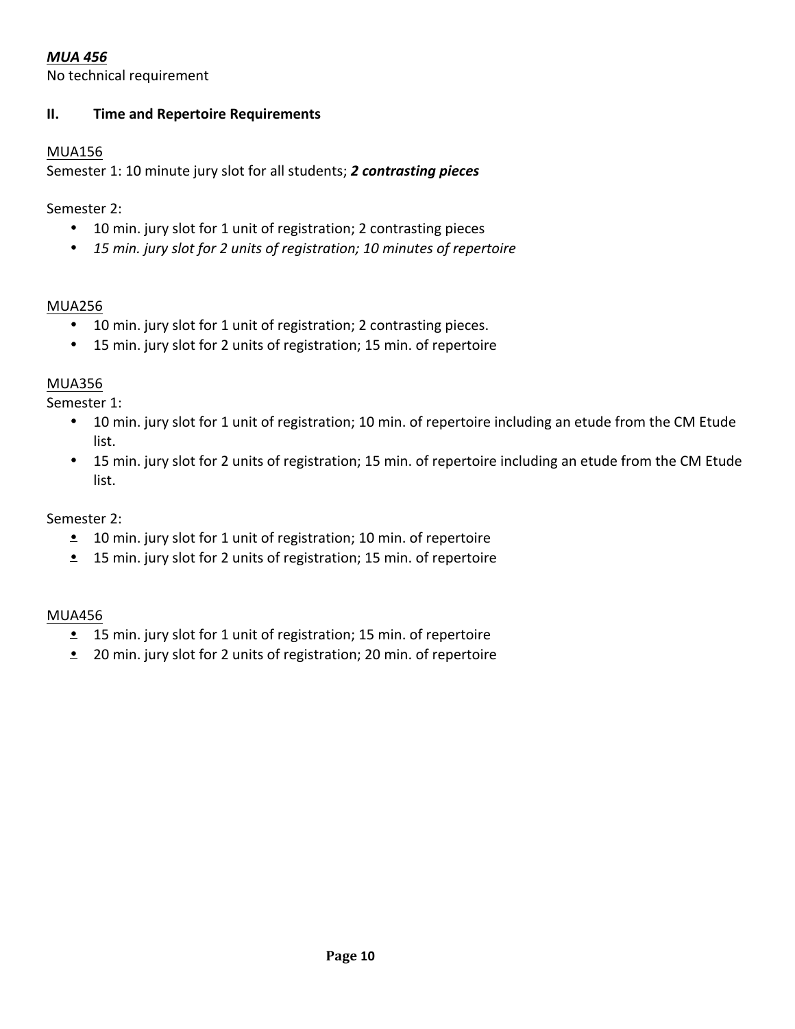***<u>MUA 456</u>***

No technical requirement

**II. Time and Repertoire Requirements**

<u>MUA156</u>

Semester 1: 10 minute jury slot for all students; ***2 contrasting pieces***

Semester 2:

- 10 min. jury slot for 1 unit of registration; 2 contrasting pieces
- *15 min. jury slot for 2 units of registration; 10 minutes of repertoire*

<u>MUA256</u>

- 10 min. jury slot for 1 unit of registration; 2 contrasting pieces.
- 15 min. jury slot for 2 units of registration; 15 min. of repertoire

<u>MUA356</u>

Semester 1:

- 10 min. jury slot for 1 unit of registration; 10 min. of repertoire including an etude from the CM Etude list.
- 15 min. jury slot for 2 units of registration; 15 min. of repertoire including an etude from the CM Etude list.

Semester 2:

- 10 min. jury slot for 1 unit of registration; 10 min. of repertoire
- 15 min. jury slot for 2 units of registration; 15 min. of repertoire

<u>MUA456</u>

- 15 min. jury slot for 1 unit of registration; 15 min. of repertoire
- 20 min. jury slot for 2 units of registration; 20 min. of repertoire